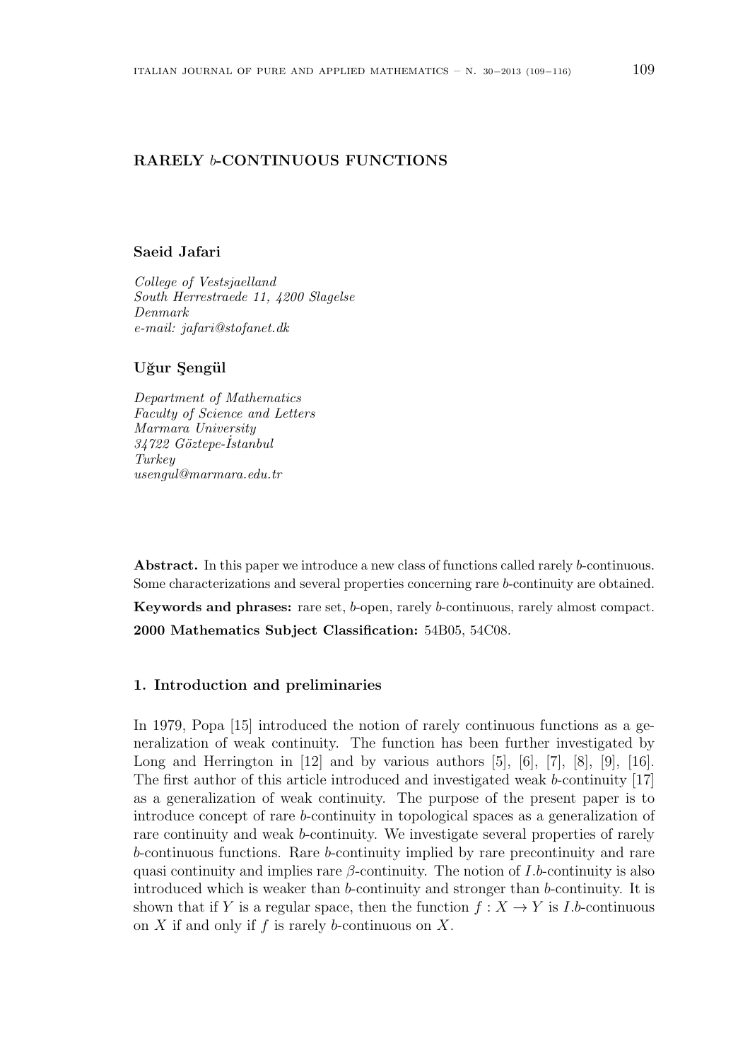# RARELY $b$-CONTINUOUS FUNCTIONS

**Saeid Jafari**

*College of Vestsjaelland*
*South Herrestraede 11, 4200 Slagelse*
*Denmark*
*e-mail: jafari@stofanet.dk*

**Uğur Şengül**

*Department of Mathematics*
*Faculty of Science and Letters*
*Marmara University*
*34722 Göztepe-İstanbul*
*Turkey*
*usengul@marmara.edu.tr*

**Abstract.** In this paper we introduce a new class of functions called rarely $b$-continuous. Some characterizations and several properties concerning rare $b$-continuity are obtained.

**Keywords and phrases:** rare set, $b$-open, rarely $b$-continuous, rarely almost compact.

**2000 Mathematics Subject Classification:** 54B05, 54C08.

## 1. Introduction and preliminaries

In 1979, Popa [15] introduced the notion of rarely continuous functions as a generalization of weak continuity. The function has been further investigated by Long and Herrington in [12] and by various authors [5], [6], [7], [8], [9], [16]. The first author of this article introduced and investigated weak $b$-continuity [17] as a generalization of weak continuity. The purpose of the present paper is to introduce concept of rare $b$-continuity in topological spaces as a generalization of rare continuity and weak $b$-continuity. We investigate several properties of rarely $b$-continuous functions. Rare $b$-continuity implied by rare precontinuity and rare quasi continuity and implies rare $\beta$-continuity. The notion of $I.b$-continuity is also introduced which is weaker than $b$-continuity and stronger than $b$-continuity. It is shown that if $Y$ is a regular space, then the function $f : X \to Y$ is $I.b$-continuous on $X$ if and only if $f$ is rarely $b$-continuous on $X$.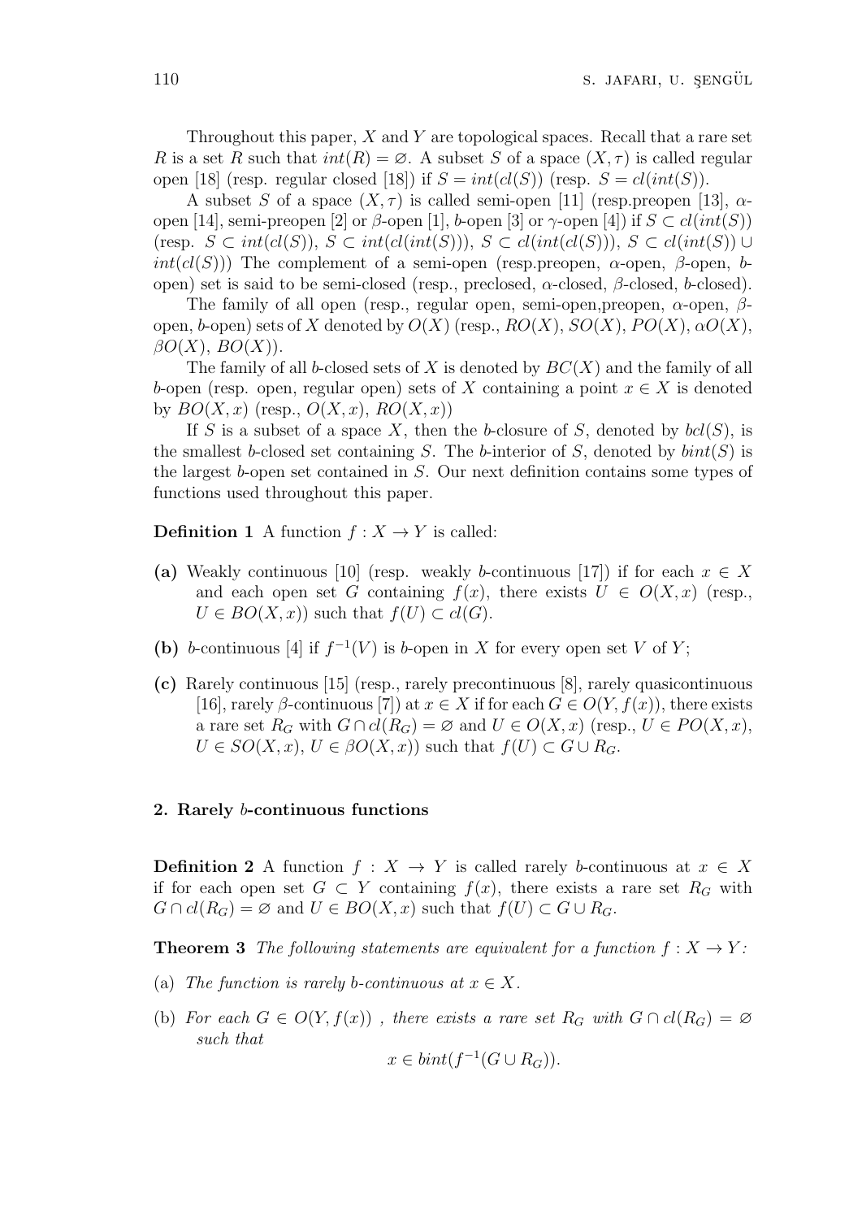Throughout this paper, $X$ and $Y$ are topological spaces. Recall that a rare set $R$ is a set $R$ such that $int(R) = \varnothing$. A subset $S$ of a space $(X, \tau)$ is called regular open [18] (resp. regular closed [18]) if $S = int(cl(S))$ (resp. $S = cl(int(S))$.

A subset $S$ of a space $(X, \tau)$ is called semi-open [11] (resp.preopen [13], $\alpha$-open [14], semi-preopen [2] or $\beta$-open [1], $b$-open [3] or $\gamma$-open [4]) if $S \subset cl(int(S))$ (resp. $S \subset int(cl(S))$, $S \subset int(cl(int(S)))$, $S \subset cl(int(cl(S)))$, $S \subset cl(int(S)) \cup int(cl(S))$) The complement of a semi-open (resp.preopen, $\alpha$-open, $\beta$-open, $b$-open) set is said to be semi-closed (resp., preclosed, $\alpha$-closed, $\beta$-closed, $b$-closed).

The family of all open (resp., regular open, semi-open,preopen, $\alpha$-open, $\beta$-open, $b$-open) sets of $X$ denoted by $O(X)$ (resp., $RO(X)$, $SO(X)$, $PO(X)$, $\alpha O(X)$, $\beta O(X)$, $BO(X)$).

The family of all $b$-closed sets of $X$ is denoted by $BC(X)$ and the family of all $b$-open (resp. open, regular open) sets of $X$ containing a point $x \in X$ is denoted by $BO(X, x)$ (resp., $O(X, x)$, $RO(X, x)$)

If $S$ is a subset of a space $X$, then the $b$-closure of $S$, denoted by $bcl(S)$, is the smallest $b$-closed set containing $S$. The $b$-interior of $S$, denoted by $bint(S)$ is the largest $b$-open set contained in $S$. Our next definition contains some types of functions used throughout this paper.

**Definition 1** A function $f : X \to Y$ is called:

**(a)** Weakly continuous [10] (resp. weakly $b$-continuous [17]) if for each $x \in X$ and each open set $G$ containing $f(x)$, there exists $U \in O(X, x)$ (resp., $U \in BO(X, x)$) such that $f(U) \subset cl(G)$.

**(b)** $b$-continuous [4] if $f^{-1}(V)$ is $b$-open in $X$ for every open set $V$ of $Y$;

**(c)** Rarely continuous [15] (resp., rarely precontinuous [8], rarely quasicontinuous [16], rarely $\beta$-continuous [7]) at $x \in X$ if for each $G \in O(Y, f(x))$, there exists a rare set $R_G$ with $G \cap cl(R_G) = \varnothing$ and $U \in O(X, x)$ (resp., $U \in PO(X, x)$, $U \in SO(X, x)$, $U \in \beta O(X, x)$) such that $f(U) \subset G \cup R_G$.

## 2. Rarely $b$-continuous functions

**Definition 2** A function $f : X \to Y$ is called rarely $b$-continuous at $x \in X$ if for each open set $G \subset Y$ containing $f(x)$, there exists a rare set $R_G$ with $G \cap cl(R_G) = \varnothing$ and $U \in BO(X, x)$ such that $f(U) \subset G \cup R_G$.

**Theorem 3** *The following statements are equivalent for a function $f : X \to Y$:*

(a) *The function is rarely $b$-continuous at $x \in X$.*

(b) *For each $G \in O(Y, f(x))$ , there exists a rare set $R_G$ with $G \cap cl(R_G) = \varnothing$ such that*

$$x \in bint(f^{-1}(G \cup R_G)).$$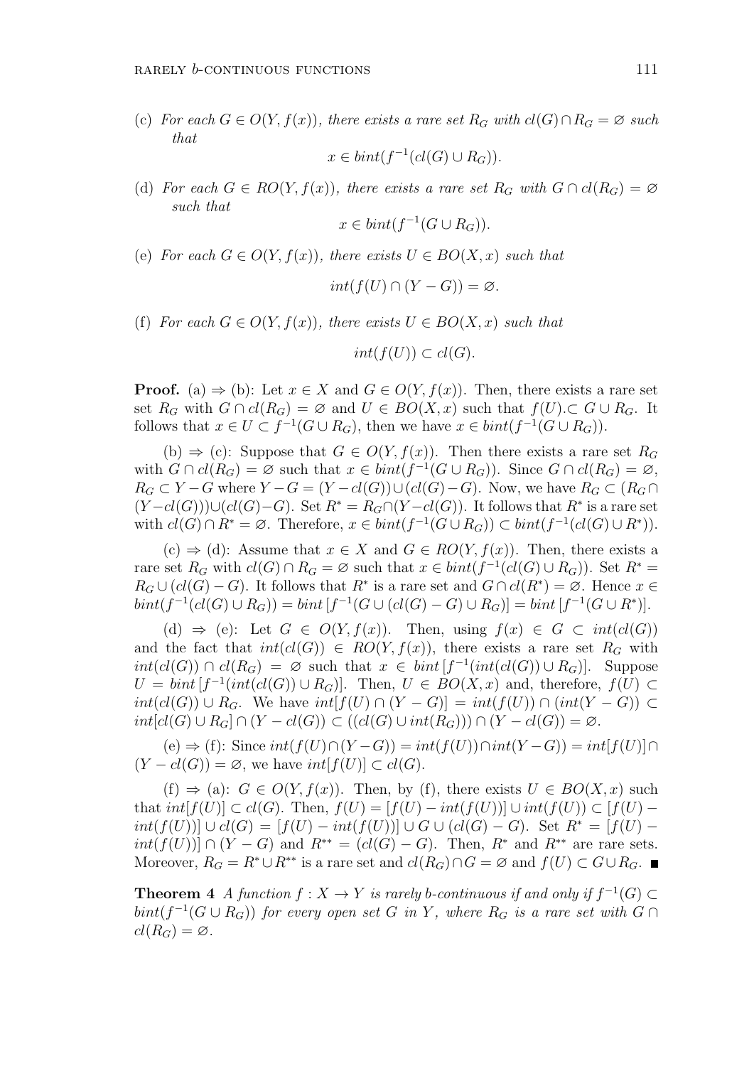(c) *For each $G \in O(Y, f(x))$, there exists a rare set $R_G$ with $cl(G) \cap R_G = \varnothing$ such that*

$$x \in bint(f^{-1}(cl(G) \cup R_G)).$$

(d) *For each $G \in RO(Y, f(x))$, there exists a rare set $R_G$ with $G \cap cl(R_G) = \varnothing$ such that*

$$x \in bint(f^{-1}(G \cup R_G)).$$

(e) *For each $G \in O(Y, f(x))$, there exists $U \in BO(X, x)$ such that*

$$int(f(U) \cap (Y - G)) = \varnothing.$$

(f) *For each $G \in O(Y, f(x))$, there exists $U \in BO(X, x)$ such that*

$$int(f(U)) \subset cl(G).$$

**Proof.** (a) $\Rightarrow$ (b): Let $x \in X$ and $G \in O(Y, f(x))$. Then, there exists a rare set set $R_G$ with $G \cap cl(R_G) = \varnothing$ and $U \in BO(X, x)$ such that $f(U). \subset G \cup R_G$. It follows that $x \in U \subset f^{-1}(G \cup R_G)$, then we have $x \in bint(f^{-1}(G \cup R_G))$.

(b) $\Rightarrow$ (c): Suppose that $G \in O(Y, f(x))$. Then there exists a rare set $R_G$ with $G \cap cl(R_G) = \varnothing$ such that $x \in bint(f^{-1}(G \cup R_G))$. Since $G \cap cl(R_G) = \varnothing$, $R_G \subset Y - G$ where $Y - G = (Y - cl(G)) \cup (cl(G) - G)$. Now, we have $R_G \subset (R_G \cap (Y - cl(G))) \cup (cl(G) - G)$. Set $R^* = R_G \cap (Y - cl(G))$. It follows that $R^*$ is a rare set with $cl(G) \cap R^* = \varnothing$. Therefore, $x \in bint(f^{-1}(G \cup R_G)) \subset bint(f^{-1}(cl(G) \cup R^*))$.

(c) $\Rightarrow$ (d): Assume that $x \in X$ and $G \in RO(Y, f(x))$. Then, there exists a rare set $R_G$ with $cl(G) \cap R_G = \varnothing$ such that $x \in bint(f^{-1}(cl(G) \cup R_G))$. Set $R^* = R_G \cup (cl(G) - G)$. It follows that $R^*$ is a rare set and $G \cap cl(R^*) = \varnothing$. Hence $x \in bint(f^{-1}(cl(G) \cup R_G)) = bint\,[f^{-1}(G \cup (cl(G) - G) \cup R_G)] = bint\,[f^{-1}(G \cup R^*)]$.

(d) $\Rightarrow$ (e): Let $G \in O(Y, f(x))$. Then, using $f(x) \in G \subset int(cl(G))$ and the fact that $int(cl(G)) \in RO(Y, f(x))$, there exists a rare set $R_G$ with $int(cl(G)) \cap cl(R_G) = \varnothing$ such that $x \in bint\,[f^{-1}(int(cl(G)) \cup R_G)]$. Suppose $U = bint\,[f^{-1}(int(cl(G)) \cup R_G)]$. Then, $U \in BO(X, x)$ and, therefore, $f(U) \subset int(cl(G)) \cup R_G$. We have $int[f(U) \cap (Y - G)] = int(f(U)) \cap (int(Y - G)) \subset int[cl(G) \cup R_G] \cap (Y - cl(G)) \subset ((cl(G) \cup int(R_G))) \cap (Y - cl(G)) = \varnothing$.

(e) $\Rightarrow$ (f): Since $int(f(U) \cap (Y - G)) = int(f(U)) \cap int(Y - G)) = int[f(U)] \cap (Y - cl(G)) = \varnothing$, we have $int[f(U)] \subset cl(G)$.

(f) $\Rightarrow$ (a): $G \in O(Y, f(x))$. Then, by (f), there exists $U \in BO(X, x)$ such that $int[f(U)] \subset cl(G)$. Then, $f(U) = [f(U) - int(f(U))] \cup int(f(U)) \subset [f(U) - int(f(U))] \cup cl(G) = [f(U) - int(f(U))] \cup G \cup (cl(G) - G)$. Set $R^* = [f(U) - int(f(U))] \cap (Y - G)$ and $R^{**} = (cl(G) - G)$. Then, $R^*$ and $R^{**}$ are rare sets. Moreover, $R_G = R^* \cup R^{**}$ is a rare set and $cl(R_G) \cap G = \varnothing$ and $f(U) \subset G \cup R_G$. ■

**Theorem 4** *A function $f : X \to Y$ is rarely b-continuous if and only if $f^{-1}(G) \subset bint(f^{-1}(G \cup R_G))$ for every open set $G$ in $Y$, where $R_G$ is a rare set with $G \cap cl(R_G) = \varnothing$.*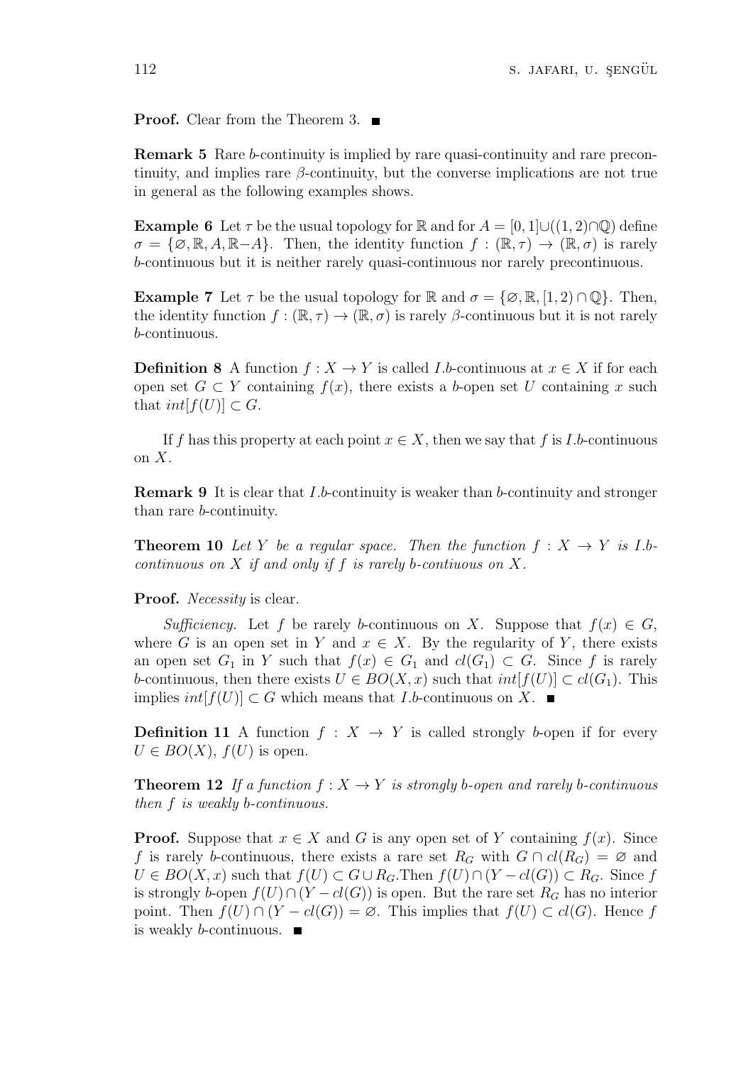**Proof.** Clear from the Theorem 3. ■

**Remark 5** Rare $b$-continuity is implied by rare quasi-continuity and rare precontinuity, and implies rare $\beta$-continuity, but the converse implications are not true in general as the following examples shows.

**Example 6** Let $\tau$ be the usual topology for $\mathbb{R}$ and for $A = [0,1] \cup ((1,2) \cap \mathbb{Q})$ define $\sigma = \{\varnothing, \mathbb{R}, A, \mathbb{R} - A\}$. Then, the identity function $f : (\mathbb{R}, \tau) \to (\mathbb{R}, \sigma)$ is rarely $b$-continuous but it is neither rarely quasi-continuous nor rarely precontinuous.

**Example 7** Let $\tau$ be the usual topology for $\mathbb{R}$ and $\sigma = \{\varnothing, \mathbb{R}, [1,2) \cap \mathbb{Q}\}$. Then, the identity function $f : (\mathbb{R}, \tau) \to (\mathbb{R}, \sigma)$ is rarely $\beta$-continuous but it is not rarely $b$-continuous.

**Definition 8** A function $f : X \to Y$ is called $I.b$-continuous at $x \in X$ if for each open set $G \subset Y$ containing $f(x)$, there exists a $b$-open set $U$ containing $x$ such that $int[f(U)] \subset G$.

If $f$ has this property at each point $x \in X$, then we say that $f$ is $I.b$-continuous on $X$.

**Remark 9** It is clear that $I.b$-continuity is weaker than $b$-continuity and stronger than rare $b$-continuity.

**Theorem 10** *Let $Y$ be a regular space. Then the function $f : X \to Y$ is $I.b$-continuous on $X$ if and only if $f$ is rarely $b$-contiuous on $X$.*

**Proof.** *Necessity* is clear.

*Sufficiency.* Let $f$ be rarely $b$-continuous on $X$. Suppose that $f(x) \in G$, where $G$ is an open set in $Y$ and $x \in X$. By the regularity of $Y$, there exists an open set $G_1$ in $Y$ such that $f(x) \in G_1$ and $cl(G_1) \subset G$. Since $f$ is rarely $b$-continuous, then there exists $U \in BO(X, x)$ such that $int[f(U)] \subset cl(G_1)$. This implies $int[f(U)] \subset G$ which means that $I.b$-continuous on $X$. ■

**Definition 11** A function $f : X \to Y$ is called strongly $b$-open if for every $U \in BO(X)$, $f(U)$ is open.

**Theorem 12** *If a function $f : X \to Y$ is strongly $b$-open and rarely $b$-continuous then $f$ is weakly $b$-continuous.*

**Proof.** Suppose that $x \in X$ and $G$ is any open set of $Y$ containing $f(x)$. Since $f$ is rarely $b$-continuous, there exists a rare set $R_G$ with $G \cap cl(R_G) = \varnothing$ and $U \in BO(X, x)$ such that $f(U) \subset G \cup R_G$.Then $f(U) \cap (Y - cl(G)) \subset R_G$. Since $f$ is strongly $b$-open $f(U) \cap (Y - cl(G))$ is open. But the rare set $R_G$ has no interior point. Then $f(U) \cap (Y - cl(G)) = \varnothing$. This implies that $f(U) \subset cl(G)$. Hence $f$ is weakly $b$-continuous. ■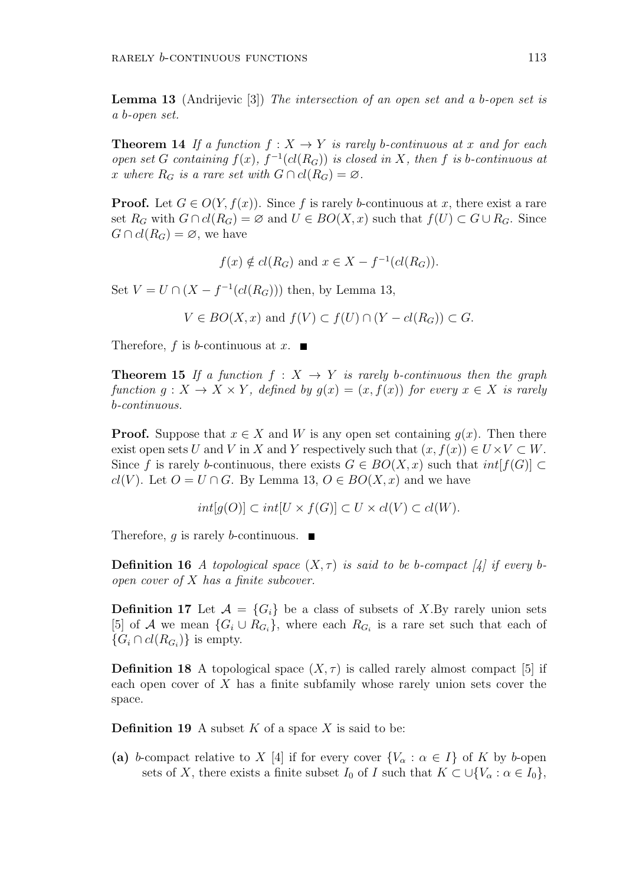**Lemma 13** (Andrijevic [3]) *The intersection of an open set and a b-open set is a b-open set.*

**Theorem 14** *If a function $f : X \to Y$ is rarely b-continuous at $x$ and for each open set $G$ containing $f(x)$, $f^{-1}(cl(R_G))$ is closed in $X$, then $f$ is b-continuous at $x$ where $R_G$ is a rare set with $G \cap cl(R_G) = \varnothing$.*

**Proof.** Let $G \in O(Y, f(x))$. Since $f$ is rarely $b$-continuous at $x$, there exist a rare set $R_G$ with $G \cap cl(R_G) = \varnothing$ and $U \in BO(X, x)$ such that $f(U) \subset G \cup R_G$. Since $G \cap cl(R_G) = \varnothing$, we have

$$f(x) \notin cl(R_G) \text{ and } x \in X - f^{-1}(cl(R_G)).$$

Set $V = U \cap (X - f^{-1}(cl(R_G)))$ then, by Lemma 13,

$$V \in BO(X, x) \text{ and } f(V) \subset f(U) \cap (Y - cl(R_G)) \subset G.$$

Therefore, $f$ is $b$-continuous at $x$. ■

**Theorem 15** *If a function $f : X \to Y$ is rarely b-continuous then the graph function $g : X \to X \times Y$, defined by $g(x) = (x, f(x))$ for every $x \in X$ is rarely b-continuous.*

**Proof.** Suppose that $x \in X$ and $W$ is any open set containing $g(x)$. Then there exist open sets $U$ and $V$ in $X$ and $Y$ respectively such that $(x, f(x)) \in U \times V \subset W$. Since $f$ is rarely $b$-continuous, there exists $G \in BO(X, x)$ such that $int[f(G)] \subset cl(V)$. Let $O = U \cap G$. By Lemma 13, $O \in BO(X, x)$ and we have

$$int[g(O)] \subset int[U \times f(G)] \subset U \times cl(V) \subset cl(W).$$

Therefore, $g$ is rarely $b$-continuous. ■

**Definition 16** *A topological space $(X, \tau)$ is said to be b-compact [4] if every b-open cover of $X$ has a finite subcover.*

**Definition 17** Let $\mathcal{A} = \{G_i\}$ be a class of subsets of $X$.By rarely union sets [5] of $\mathcal{A}$ we mean $\{G_i \cup R_{G_i}\}$, where each $R_{G_i}$ is a rare set such that each of $\{G_i \cap cl(R_{G_i})\}$ is empty.

**Definition 18** A topological space $(X, \tau)$ is called rarely almost compact [5] if each open cover of $X$ has a finite subfamily whose rarely union sets cover the space.

**Definition 19** A subset $K$ of a space $X$ is said to be:

**(a)** $b$-compact relative to $X$ [4] if for every cover $\{V_\alpha : \alpha \in I\}$ of $K$ by $b$-open sets of $X$, there exists a finite subset $I_0$ of $I$ such that $K \subset \cup\{V_\alpha : \alpha \in I_0\}$,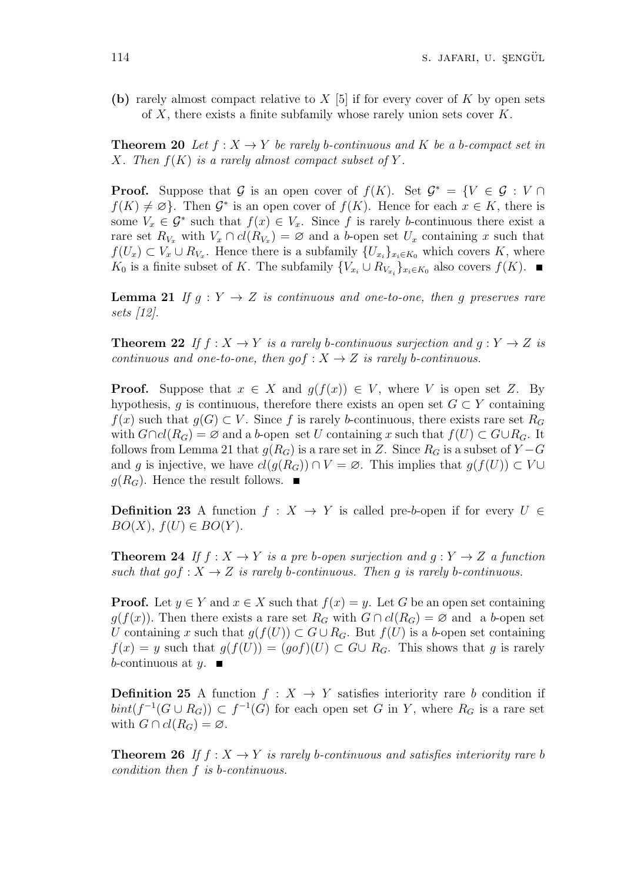**(b)** rarely almost compact relative to $X$ [5] if for every cover of $K$ by open sets of $X$, there exists a finite subfamily whose rarely union sets cover $K$.

**Theorem 20** *Let $f : X \to Y$ be rarely b-continuous and $K$ be a b-compact set in $X$. Then $f(K)$ is a rarely almost compact subset of $Y$.*

**Proof.** Suppose that $\mathcal{G}$ is an open cover of $f(K)$. Set $\mathcal{G}^* = \{V \in \mathcal{G} : V \cap f(K) \neq \varnothing\}$. Then $\mathcal{G}^*$ is an open cover of $f(K)$. Hence for each $x \in K$, there is some $V_x \in \mathcal{G}^*$ such that $f(x) \in V_x$. Since $f$ is rarely $b$-continuous there exist a rare set $R_{V_x}$ with $V_x \cap cl(R_{V_x}) = \varnothing$ and a $b$-open set $U_x$ containing $x$ such that $f(U_x) \subset V_x \cup R_{V_x}$. Hence there is a subfamily $\{U_{x_i}\}_{x_i \in K_0}$ which covers $K$, where $K_0$ is a finite subset of $K$. The subfamily $\{V_{x_i} \cup R_{V_{x_i}}\}_{x_i \in K_0}$ also covers $f(K)$. ■

**Lemma 21** *If $g : Y \to Z$ is continuous and one-to-one, then $g$ preserves rare sets [12].*

**Theorem 22** *If $f : X \to Y$ is a rarely b-continuous surjection and $g : Y \to Z$ is continuous and one-to-one, then $gof : X \to Z$ is rarely b-continuous.*

**Proof.** Suppose that $x \in X$ and $g(f(x)) \in V$, where $V$ is open set $Z$. By hypothesis, $g$ is continuous, therefore there exists an open set $G \subset Y$ containing $f(x)$ such that $g(G) \subset V$. Since $f$ is rarely $b$-continuous, there exists rare set $R_G$ with $G \cap cl(R_G) = \varnothing$ and a $b$-open set $U$ containing $x$ such that $f(U) \subset G \cup R_G$. It follows from Lemma 21 that $g(R_G)$ is a rare set in $Z$. Since $R_G$ is a subset of $Y - G$ and $g$ is injective, we have $cl(g(R_G)) \cap V = \varnothing$. This implies that $g(f(U)) \subset V \cup g(R_G)$. Hence the result follows. ■

**Definition 23** A function $f : X \to Y$ is called pre-$b$-open if for every $U \in BO(X)$, $f(U) \in BO(Y)$.

**Theorem 24** *If $f : X \to Y$ is a pre b-open surjection and $g : Y \to Z$ a function such that $gof : X \to Z$ is rarely b-continuous. Then $g$ is rarely b-continuous.*

**Proof.** Let $y \in Y$ and $x \in X$ such that $f(x) = y$. Let $G$ be an open set containing $g(f(x))$. Then there exists a rare set $R_G$ with $G \cap cl(R_G) = \varnothing$ and a $b$-open set $U$ containing $x$ such that $g(f(U)) \subset G \cup R_G$. But $f(U)$ is a $b$-open set containing $f(x) = y$ such that $g(f(U)) = (gof)(U) \subset G \cup R_G$. This shows that $g$ is rarely $b$-continuous at $y$. ■

**Definition 25** A function $f : X \to Y$ satisfies interiority rare $b$ condition if $bint(f^{-1}(G \cup R_G)) \subset f^{-1}(G)$ for each open set $G$ in $Y$, where $R_G$ is a rare set with $G \cap cl(R_G) = \varnothing$.

**Theorem 26** *If $f : X \to Y$ is rarely b-continuous and satisfies interiority rare b condition then $f$ is b-continuous.*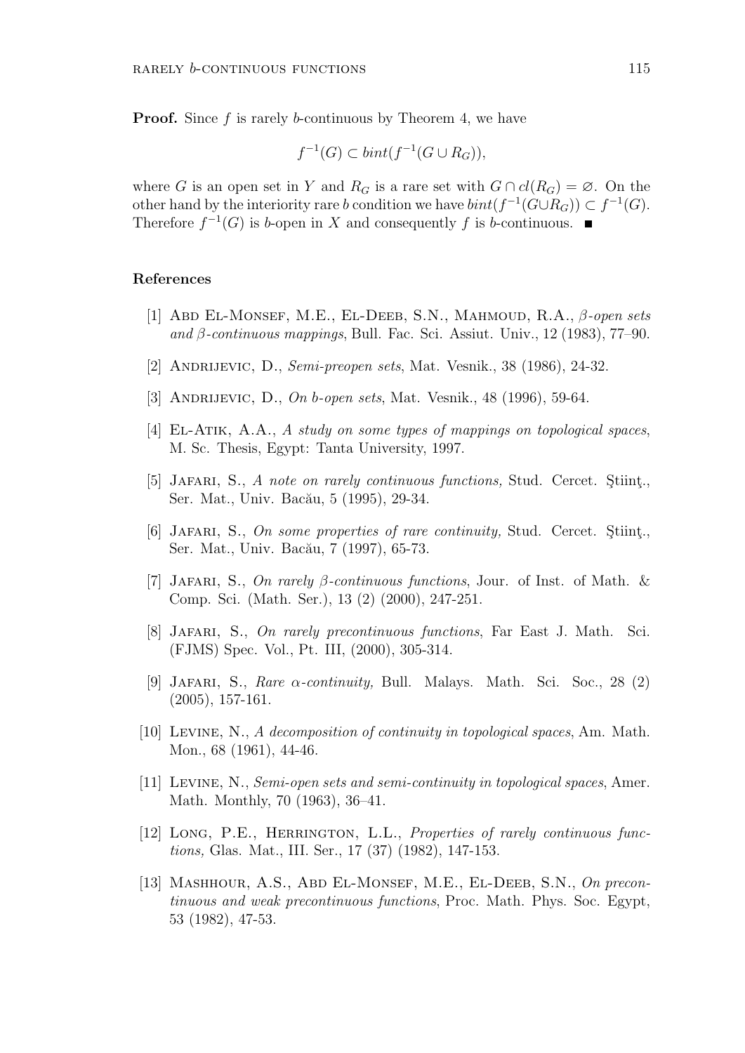**Proof.** Since $f$ is rarely $b$-continuous by Theorem 4, we have

$$f^{-1}(G) \subset bint(f^{-1}(G \cup R_G)),$$

where $G$ is an open set in $Y$ and $R_G$ is a rare set with $G \cap cl(R_G) = \varnothing$. On the other hand by the interiority rare $b$ condition we have $bint(f^{-1}(G \cup R_G)) \subset f^{-1}(G)$. Therefore $f^{-1}(G)$ is $b$-open in $X$ and consequently $f$ is $b$-continuous. ■

## References

[1] Abd El-Monsef, M.E., El-Deeb, S.N., Mahmoud, R.A., *β-open sets and β-continuous mappings*, Bull. Fac. Sci. Assiut. Univ., 12 (1983), 77–90.

[2] Andrijevic, D., *Semi-preopen sets*, Mat. Vesnik., 38 (1986), 24-32.

[3] Andrijevic, D., *On b-open sets*, Mat. Vesnik., 48 (1996), 59-64.

[4] El-Atik, A.A., *A study on some types of mappings on topological spaces*, M. Sc. Thesis, Egypt: Tanta University, 1997.

[5] Jafari, S., *A note on rarely continuous functions,* Stud. Cercet. Ştiinţ., Ser. Mat., Univ. Bacău, 5 (1995), 29-34.

[6] Jafari, S., *On some properties of rare continuity,* Stud. Cercet. Ştiinţ., Ser. Mat., Univ. Bacău, 7 (1997), 65-73.

[7] Jafari, S., *On rarely β-continuous functions*, Jour. of Inst. of Math. & Comp. Sci. (Math. Ser.), 13 (2) (2000), 247-251.

[8] Jafari, S., *On rarely precontinuous functions*, Far East J. Math. Sci. (FJMS) Spec. Vol., Pt. III, (2000), 305-314.

[9] Jafari, S., *Rare α-continuity,* Bull. Malays. Math. Sci. Soc., 28 (2) (2005), 157-161.

[10] Levine, N., *A decomposition of continuity in topological spaces*, Am. Math. Mon., 68 (1961), 44-46.

[11] Levine, N., *Semi-open sets and semi-continuity in topological spaces*, Amer. Math. Monthly, 70 (1963), 36–41.

[12] Long, P.E., Herrington, L.L., *Properties of rarely continuous functions,* Glas. Mat., III. Ser., 17 (37) (1982), 147-153.

[13] Mashhour, A.S., Abd El-Monsef, M.E., El-Deeb, S.N., *On precontinuous and weak precontinuous functions*, Proc. Math. Phys. Soc. Egypt, 53 (1982), 47-53.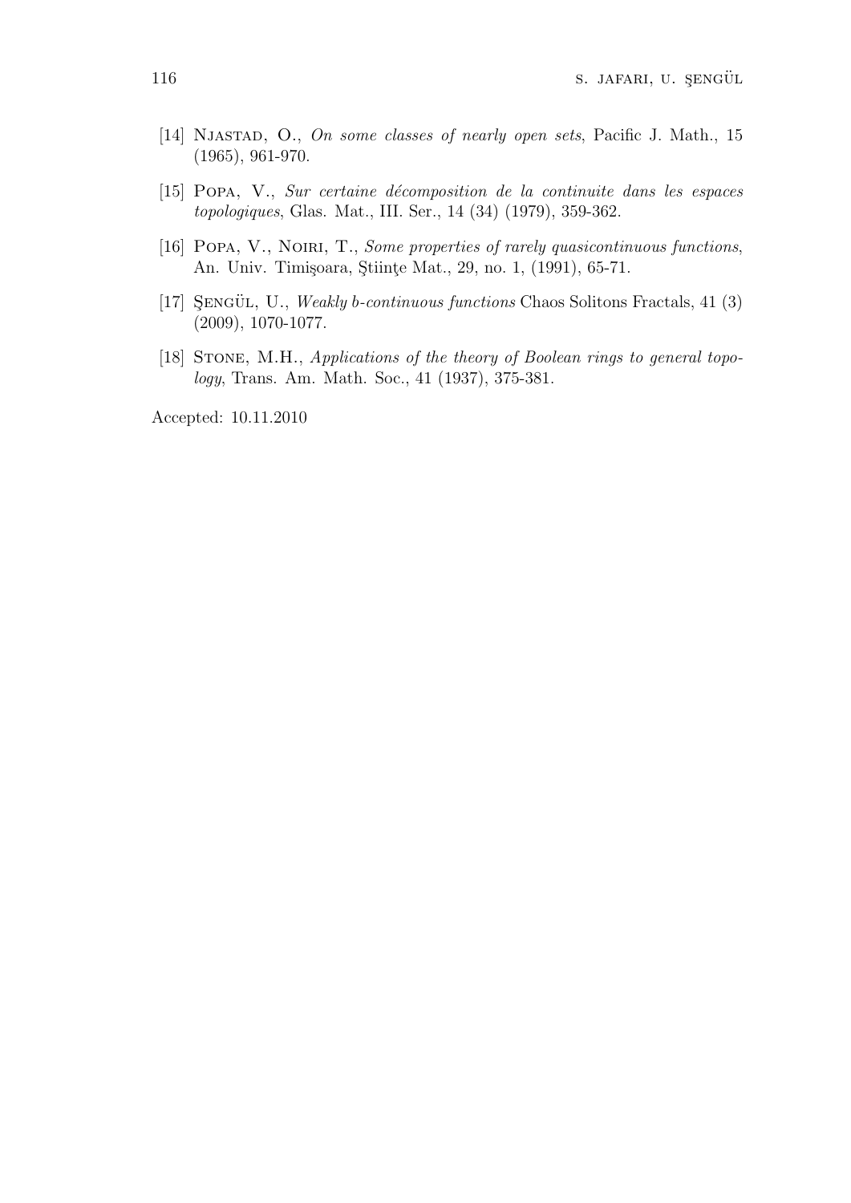[14] Njastad, O., *On some classes of nearly open sets*, Pacific J. Math., 15 (1965), 961-970.

[15] Popa, V., *Sur certaine décomposition de la continuite dans les espaces topologiques*, Glas. Mat., III. Ser., 14 (34) (1979), 359-362.

[16] Popa, V., Noiri, T., *Some properties of rarely quasicontinuous functions*, An. Univ. Timişoara, Ştiinţe Mat., 29, no. 1, (1991), 65-71.

[17] Şengül, U., *Weakly b-continuous functions* Chaos Solitons Fractals, 41 (3) (2009), 1070-1077.

[18] Stone, M.H., *Applications of the theory of Boolean rings to general topology*, Trans. Am. Math. Soc., 41 (1937), 375-381.

Accepted: 10.11.2010